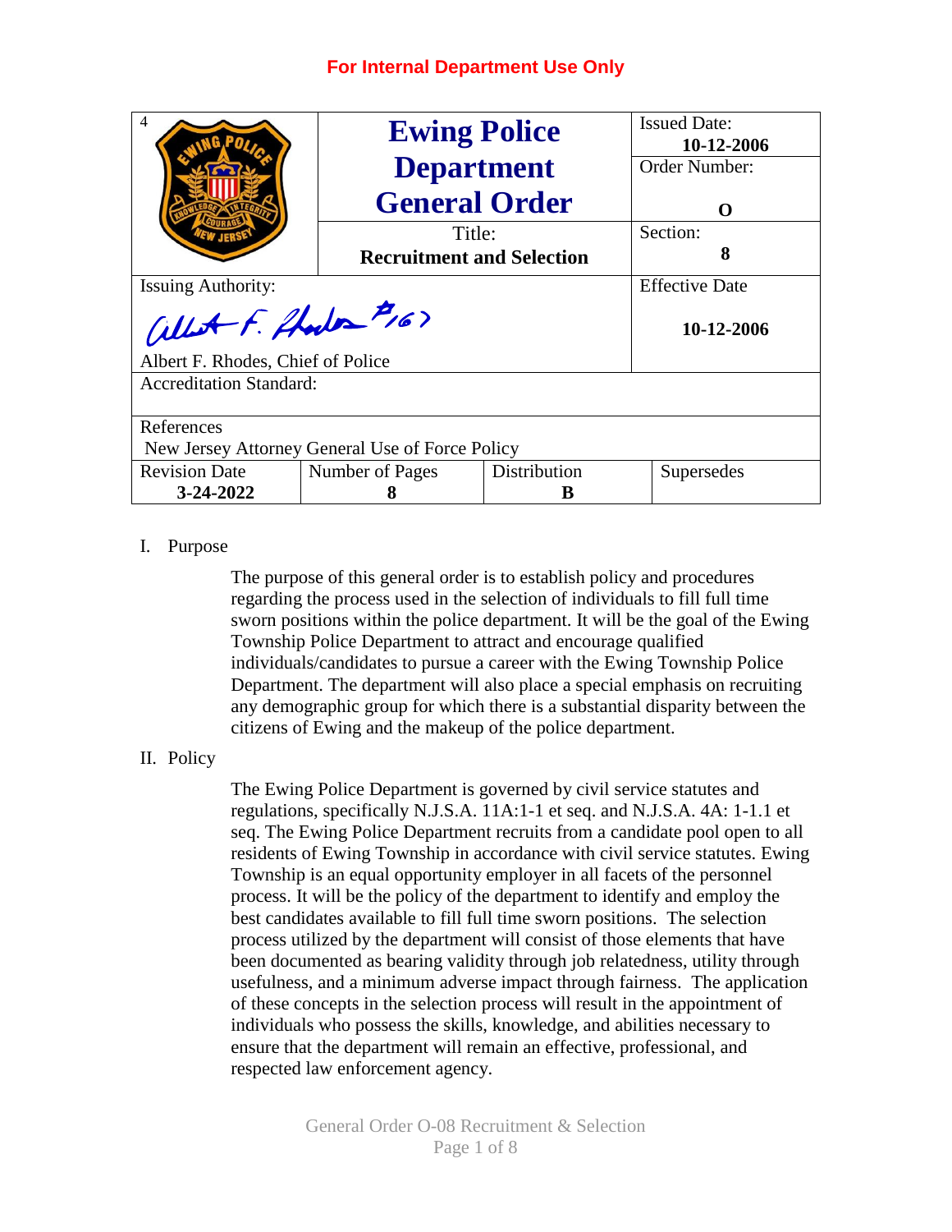**For Internal Department Use Only**

| 4 | **Ewing Police Department General Order** | Issued Date: **10-12-2006** |
|---|---|---|
| | | Order Number: **O** |
| | Title: **Recruitment and Selection** | Section: **8** |
| Issuing Authority: Albert F. Rhodes #167 | | Effective Date **10-12-2006** |
| Albert F. Rhodes, Chief of Police | | |
| Accreditation Standard: | | |
| References New Jersey Attorney General Use of Force Policy | | |

| Revision Date | Number of Pages | Distribution | Supersedes |
|---|---|---|---|
| **3-24-2022** | **8** | **B** | |

I. Purpose

The purpose of this general order is to establish policy and procedures regarding the process used in the selection of individuals to fill full time sworn positions within the police department. It will be the goal of the Ewing Township Police Department to attract and encourage qualified individuals/candidates to pursue a career with the Ewing Township Police Department. The department will also place a special emphasis on recruiting any demographic group for which there is a substantial disparity between the citizens of Ewing and the makeup of the police department.

II. Policy

The Ewing Police Department is governed by civil service statutes and regulations, specifically N.J.S.A. 11A:1-1 et seq. and N.J.S.A. 4A: 1-1.1 et seq. The Ewing Police Department recruits from a candidate pool open to all residents of Ewing Township in accordance with civil service statutes. Ewing Township is an equal opportunity employer in all facets of the personnel process. It will be the policy of the department to identify and employ the best candidates available to fill full time sworn positions. The selection process utilized by the department will consist of those elements that have been documented as bearing validity through job relatedness, utility through usefulness, and a minimum adverse impact through fairness. The application of these concepts in the selection process will result in the appointment of individuals who possess the skills, knowledge, and abilities necessary to ensure that the department will remain an effective, professional, and respected law enforcement agency.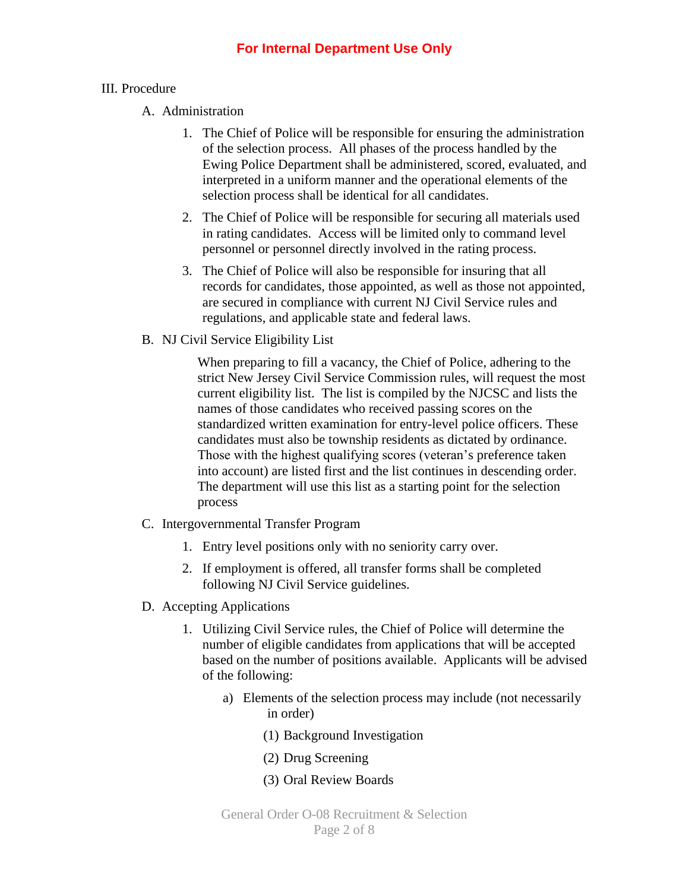III. Procedure

A. Administration

1. The Chief of Police will be responsible for ensuring the administration of the selection process. All phases of the process handled by the Ewing Police Department shall be administered, scored, evaluated, and interpreted in a uniform manner and the operational elements of the selection process shall be identical for all candidates.

2. The Chief of Police will be responsible for securing all materials used in rating candidates. Access will be limited only to command level personnel or personnel directly involved in the rating process.

3. The Chief of Police will also be responsible for insuring that all records for candidates, those appointed, as well as those not appointed, are secured in compliance with current NJ Civil Service rules and regulations, and applicable state and federal laws.

B. NJ Civil Service Eligibility List

When preparing to fill a vacancy, the Chief of Police, adhering to the strict New Jersey Civil Service Commission rules, will request the most current eligibility list. The list is compiled by the NJCSC and lists the names of those candidates who received passing scores on the standardized written examination for entry-level police officers. These candidates must also be township residents as dictated by ordinance. Those with the highest qualifying scores (veteran's preference taken into account) are listed first and the list continues in descending order. The department will use this list as a starting point for the selection process

C. Intergovernmental Transfer Program

1. Entry level positions only with no seniority carry over.

2. If employment is offered, all transfer forms shall be completed following NJ Civil Service guidelines.

D. Accepting Applications

1. Utilizing Civil Service rules, the Chief of Police will determine the number of eligible candidates from applications that will be accepted based on the number of positions available. Applicants will be advised of the following:

   a) Elements of the selection process may include (not necessarily in order)

      (1) Background Investigation

      (2) Drug Screening

      (3) Oral Review Boards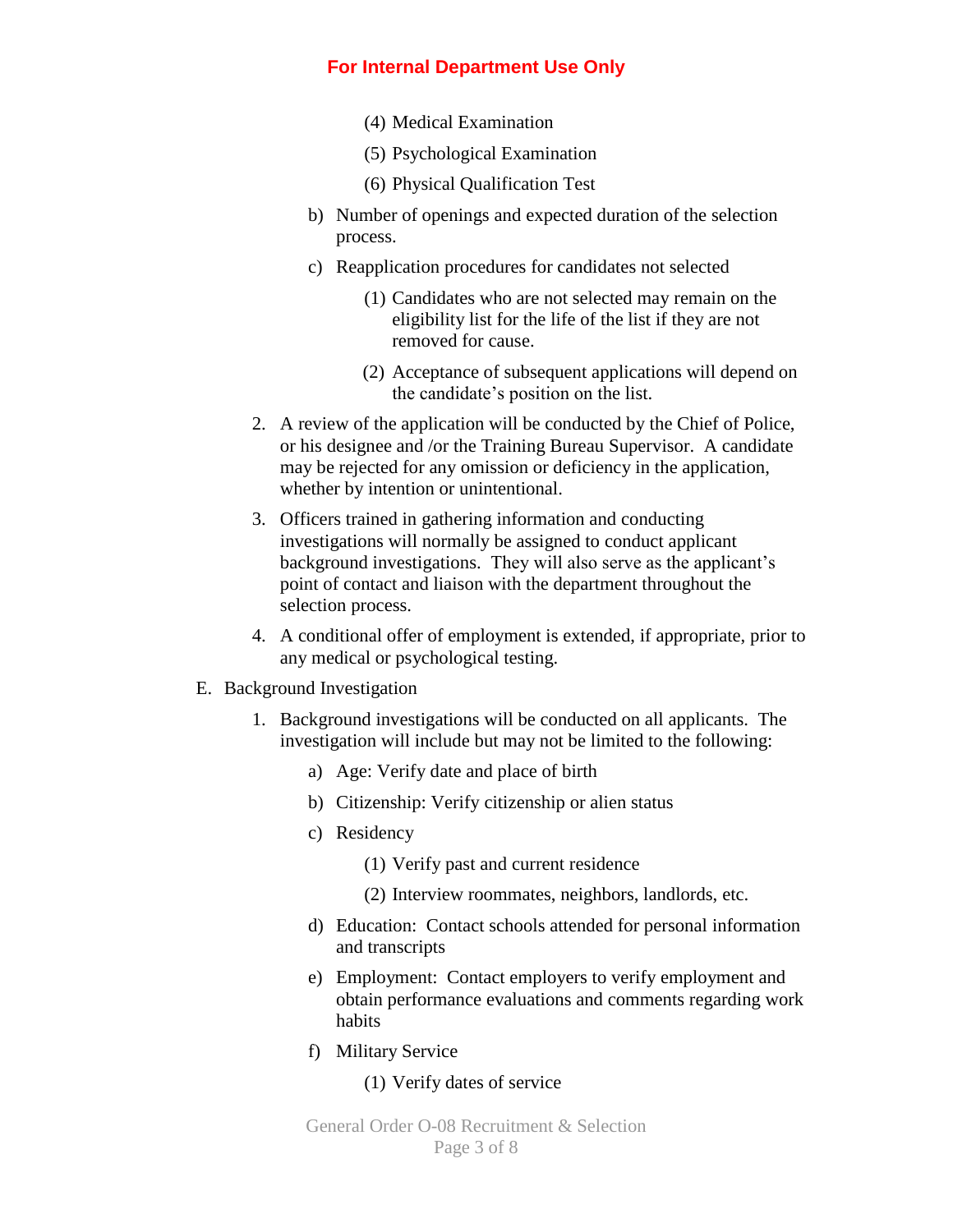(4) Medical Examination

(5) Psychological Examination

(6) Physical Qualification Test

b) Number of openings and expected duration of the selection process.

c) Reapplication procedures for candidates not selected

(1) Candidates who are not selected may remain on the eligibility list for the life of the list if they are not removed for cause.

(2) Acceptance of subsequent applications will depend on the candidate's position on the list.

2. A review of the application will be conducted by the Chief of Police, or his designee and /or the Training Bureau Supervisor. A candidate may be rejected for any omission or deficiency in the application, whether by intention or unintentional.

3. Officers trained in gathering information and conducting investigations will normally be assigned to conduct applicant background investigations. They will also serve as the applicant's point of contact and liaison with the department throughout the selection process.

4. A conditional offer of employment is extended, if appropriate, prior to any medical or psychological testing.

E. Background Investigation

1. Background investigations will be conducted on all applicants. The investigation will include but may not be limited to the following:

a) Age: Verify date and place of birth

b) Citizenship: Verify citizenship or alien status

c) Residency

(1) Verify past and current residence

(2) Interview roommates, neighbors, landlords, etc.

d) Education: Contact schools attended for personal information and transcripts

e) Employment: Contact employers to verify employment and obtain performance evaluations and comments regarding work habits

f) Military Service

(1) Verify dates of service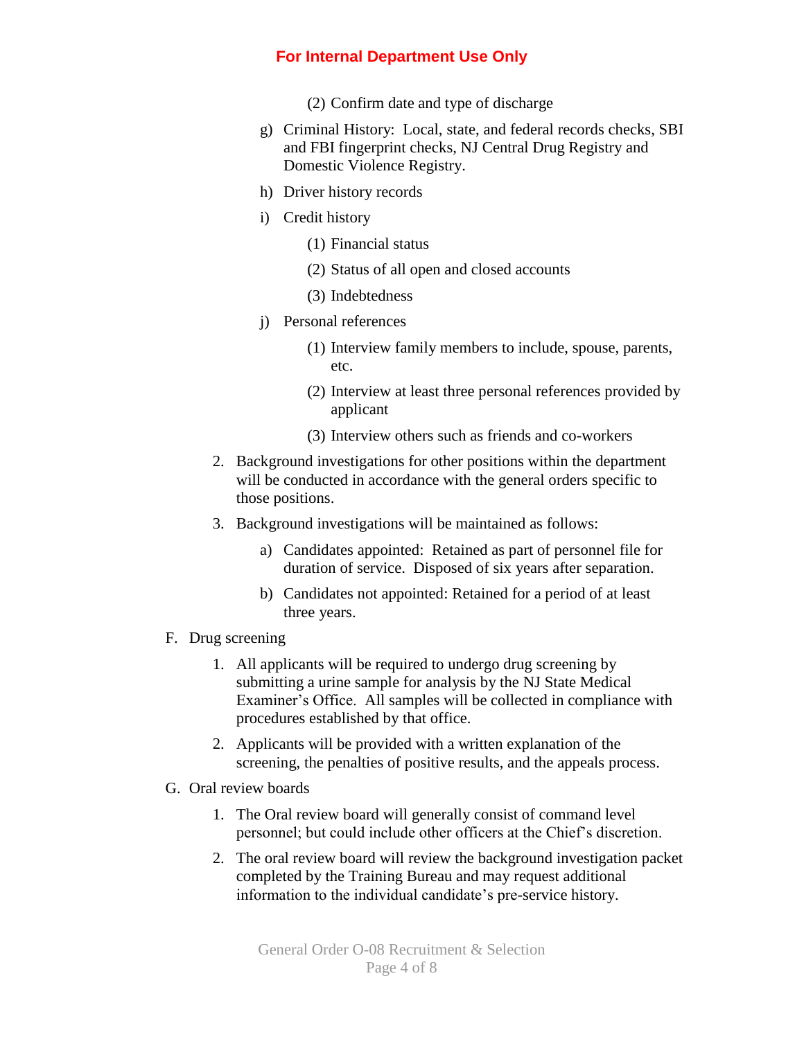(2) Confirm date and type of discharge

g) Criminal History: Local, state, and federal records checks, SBI and FBI fingerprint checks, NJ Central Drug Registry and Domestic Violence Registry.

h) Driver history records

i) Credit history

(1) Financial status

(2) Status of all open and closed accounts

(3) Indebtedness

j) Personal references

(1) Interview family members to include, spouse, parents, etc.

(2) Interview at least three personal references provided by applicant

(3) Interview others such as friends and co-workers

2. Background investigations for other positions within the department will be conducted in accordance with the general orders specific to those positions.

3. Background investigations will be maintained as follows:

a) Candidates appointed: Retained as part of personnel file for duration of service. Disposed of six years after separation.

b) Candidates not appointed: Retained for a period of at least three years.

F. Drug screening

1. All applicants will be required to undergo drug screening by submitting a urine sample for analysis by the NJ State Medical Examiner's Office. All samples will be collected in compliance with procedures established by that office.

2. Applicants will be provided with a written explanation of the screening, the penalties of positive results, and the appeals process.

G. Oral review boards

1. The Oral review board will generally consist of command level personnel; but could include other officers at the Chief's discretion.

2. The oral review board will review the background investigation packet completed by the Training Bureau and may request additional information to the individual candidate's pre-service history.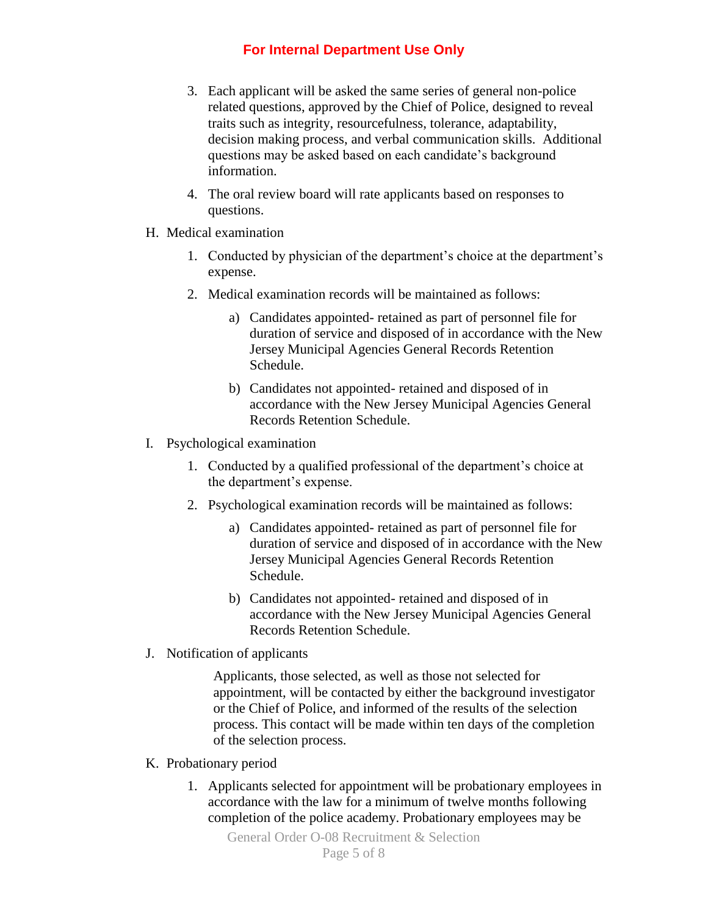3. Each applicant will be asked the same series of general non-police related questions, approved by the Chief of Police, designed to reveal traits such as integrity, resourcefulness, tolerance, adaptability, decision making process, and verbal communication skills. Additional questions may be asked based on each candidate's background information.

4. The oral review board will rate applicants based on responses to questions.

H. Medical examination

1. Conducted by physician of the department's choice at the department's expense.

2. Medical examination records will be maintained as follows:

   a) Candidates appointed- retained as part of personnel file for duration of service and disposed of in accordance with the New Jersey Municipal Agencies General Records Retention Schedule.

   b) Candidates not appointed- retained and disposed of in accordance with the New Jersey Municipal Agencies General Records Retention Schedule.

I. Psychological examination

1. Conducted by a qualified professional of the department's choice at the department's expense.

2. Psychological examination records will be maintained as follows:

   a) Candidates appointed- retained as part of personnel file for duration of service and disposed of in accordance with the New Jersey Municipal Agencies General Records Retention Schedule.

   b) Candidates not appointed- retained and disposed of in accordance with the New Jersey Municipal Agencies General Records Retention Schedule.

J. Notification of applicants

Applicants, those selected, as well as those not selected for appointment, will be contacted by either the background investigator or the Chief of Police, and informed of the results of the selection process. This contact will be made within ten days of the completion of the selection process.

K. Probationary period

1. Applicants selected for appointment will be probationary employees in accordance with the law for a minimum of twelve months following completion of the police academy. Probationary employees may be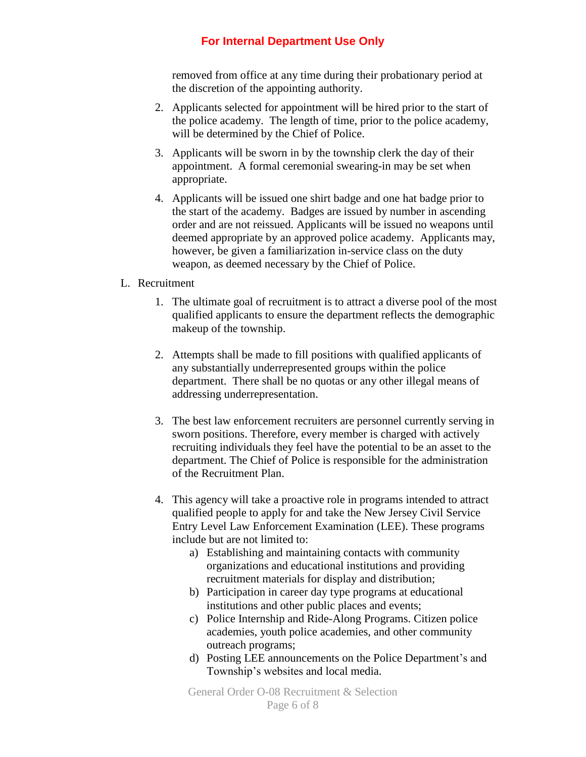removed from office at any time during their probationary period at the discretion of the appointing authority.

2. Applicants selected for appointment will be hired prior to the start of the police academy. The length of time, prior to the police academy, will be determined by the Chief of Police.

3. Applicants will be sworn in by the township clerk the day of their appointment. A formal ceremonial swearing-in may be set when appropriate.

4. Applicants will be issued one shirt badge and one hat badge prior to the start of the academy. Badges are issued by number in ascending order and are not reissued. Applicants will be issued no weapons until deemed appropriate by an approved police academy. Applicants may, however, be given a familiarization in-service class on the duty weapon, as deemed necessary by the Chief of Police.

L. Recruitment

1. The ultimate goal of recruitment is to attract a diverse pool of the most qualified applicants to ensure the department reflects the demographic makeup of the township.

2. Attempts shall be made to fill positions with qualified applicants of any substantially underrepresented groups within the police department. There shall be no quotas or any other illegal means of addressing underrepresentation.

3. The best law enforcement recruiters are personnel currently serving in sworn positions. Therefore, every member is charged with actively recruiting individuals they feel have the potential to be an asset to the department. The Chief of Police is responsible for the administration of the Recruitment Plan.

4. This agency will take a proactive role in programs intended to attract qualified people to apply for and take the New Jersey Civil Service Entry Level Law Enforcement Examination (LEE). These programs include but are not limited to:
   a) Establishing and maintaining contacts with community organizations and educational institutions and providing recruitment materials for display and distribution;
   b) Participation in career day type programs at educational institutions and other public places and events;
   c) Police Internship and Ride-Along Programs. Citizen police academies, youth police academies, and other community outreach programs;
   d) Posting LEE announcements on the Police Department's and Township's websites and local media.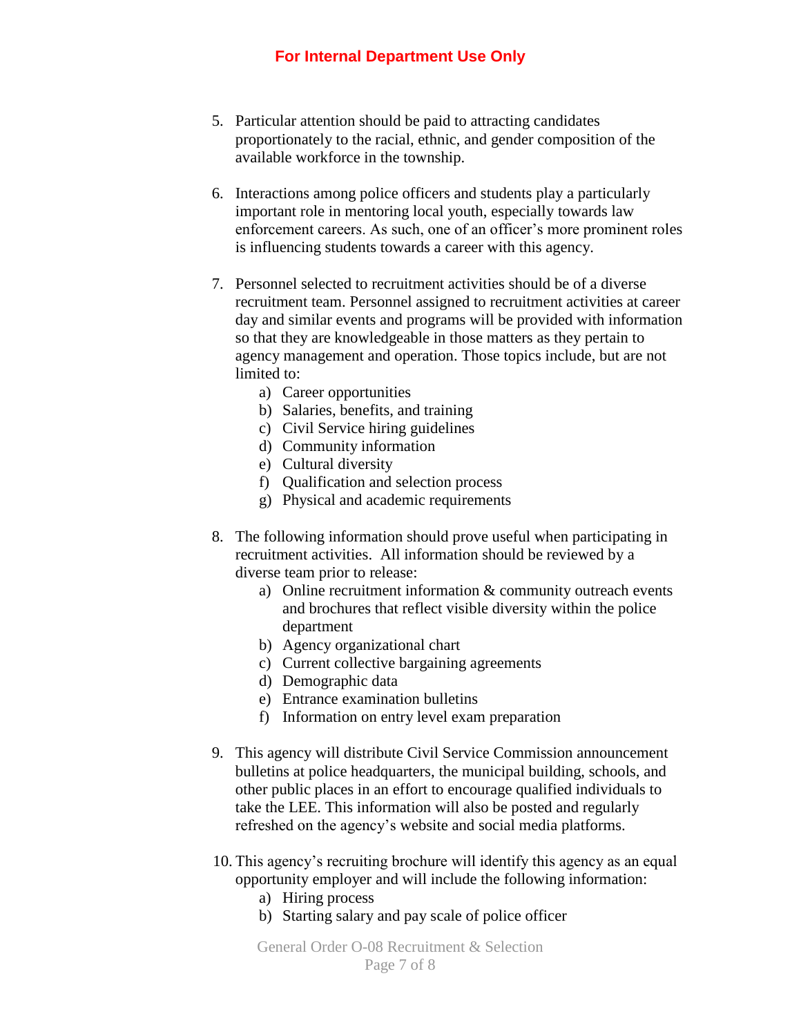5. Particular attention should be paid to attracting candidates proportionately to the racial, ethnic, and gender composition of the available workforce in the township.

6. Interactions among police officers and students play a particularly important role in mentoring local youth, especially towards law enforcement careers. As such, one of an officer's more prominent roles is influencing students towards a career with this agency.

7. Personnel selected to recruitment activities should be of a diverse recruitment team. Personnel assigned to recruitment activities at career day and similar events and programs will be provided with information so that they are knowledgeable in those matters as they pertain to agency management and operation. Those topics include, but are not limited to:
   a) Career opportunities
   b) Salaries, benefits, and training
   c) Civil Service hiring guidelines
   d) Community information
   e) Cultural diversity
   f) Qualification and selection process
   g) Physical and academic requirements

8. The following information should prove useful when participating in recruitment activities. All information should be reviewed by a diverse team prior to release:
   a) Online recruitment information & community outreach events and brochures that reflect visible diversity within the police department
   b) Agency organizational chart
   c) Current collective bargaining agreements
   d) Demographic data
   e) Entrance examination bulletins
   f) Information on entry level exam preparation

9. This agency will distribute Civil Service Commission announcement bulletins at police headquarters, the municipal building, schools, and other public places in an effort to encourage qualified individuals to take the LEE. This information will also be posted and regularly refreshed on the agency's website and social media platforms.

10. This agency's recruiting brochure will identify this agency as an equal opportunity employer and will include the following information:
    a) Hiring process
    b) Starting salary and pay scale of police officer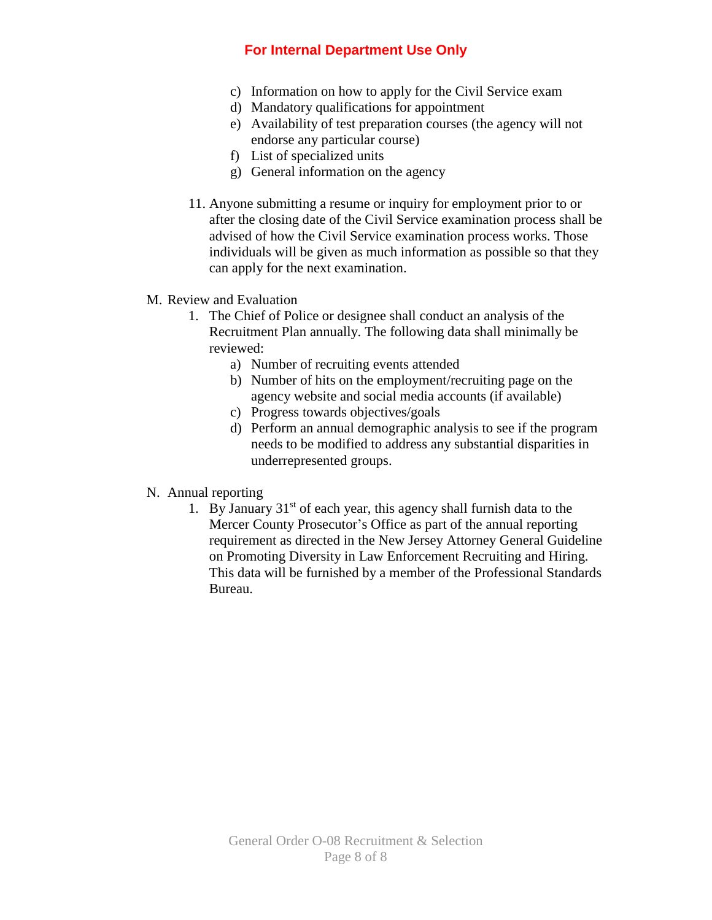c) Information on how to apply for the Civil Service exam
d) Mandatory qualifications for appointment
e) Availability of test preparation courses (the agency will not endorse any particular course)
f) List of specialized units
g) General information on the agency

11. Anyone submitting a resume or inquiry for employment prior to or after the closing date of the Civil Service examination process shall be advised of how the Civil Service examination process works. Those individuals will be given as much information as possible so that they can apply for the next examination.

M. Review and Evaluation

1. The Chief of Police or designee shall conduct an analysis of the Recruitment Plan annually. The following data shall minimally be reviewed:
   a) Number of recruiting events attended
   b) Number of hits on the employment/recruiting page on the agency website and social media accounts (if available)
   c) Progress towards objectives/goals
   d) Perform an annual demographic analysis to see if the program needs to be modified to address any substantial disparities in underrepresented groups.

N. Annual reporting

1. By January 31st of each year, this agency shall furnish data to the Mercer County Prosecutor's Office as part of the annual reporting requirement as directed in the New Jersey Attorney General Guideline on Promoting Diversity in Law Enforcement Recruiting and Hiring. This data will be furnished by a member of the Professional Standards Bureau.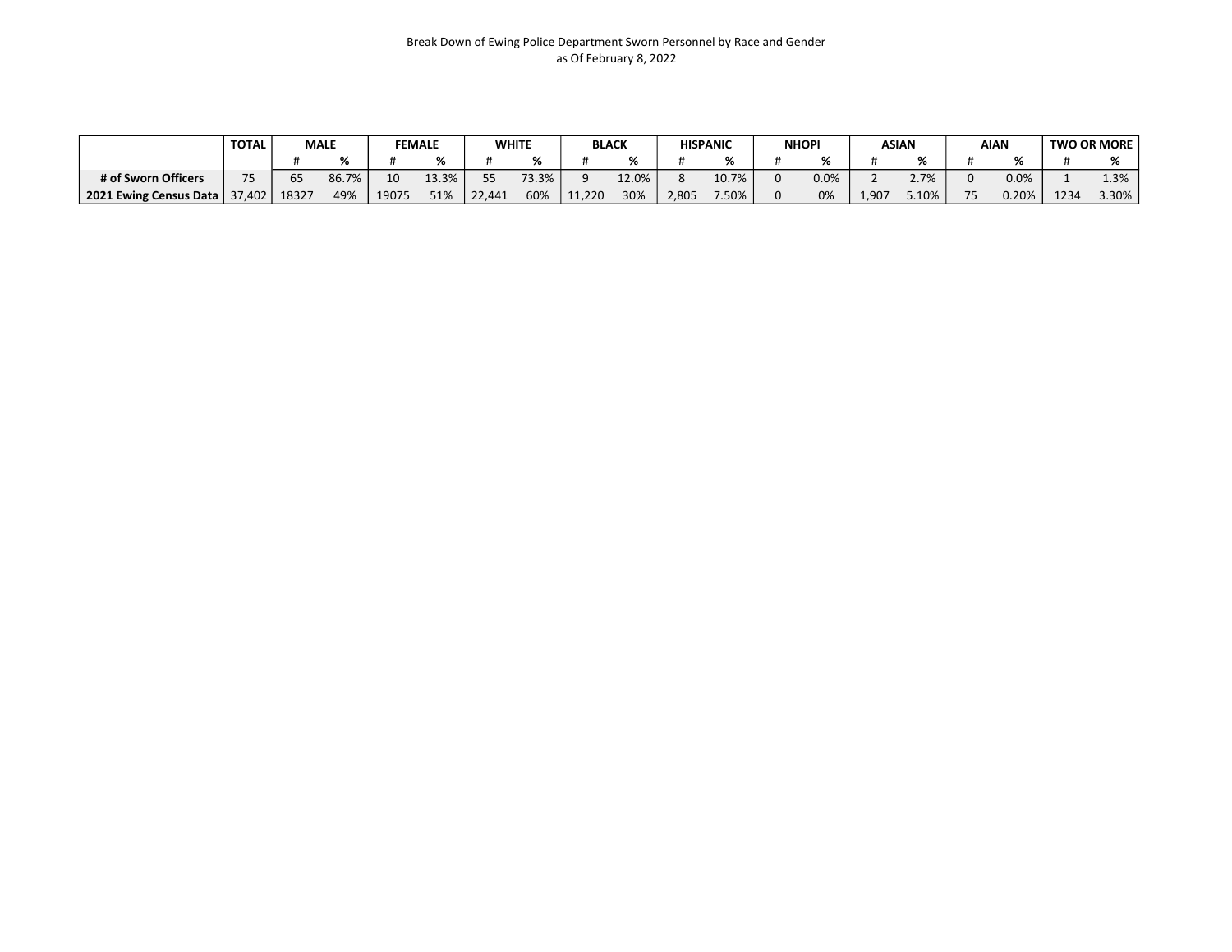Break Down of Ewing Police Department Sworn Personnel by Race and Gender
as Of February 8, 2022

| | TOTAL | MALE | | FEMALE | | WHITE | | BLACK | | HISPANIC | | NHOPI | | ASIAN | | AIAN | | TWO OR MORE | |
|---|---|---|---|---|---|---|---|---|---|---|---|---|---|---|---|---|---|---|---|
| | | # | % | # | % | # | % | # | % | # | % | # | % | # | % | # | % | # | % |
| **# of Sworn Officers** | 75 | 65 | 86.7% | 10 | 13.3% | 55 | 73.3% | 9 | 12.0% | 8 | 10.7% | 0 | 0.0% | 2 | 2.7% | 0 | 0.0% | 1 | 1.3% |
| **2021 Ewing Census Data** | 37,402 | 18327 | 49% | 19075 | 51% | 22,441 | 60% | 11,220 | 30% | 2,805 | 7.50% | 0 | 0% | 1,907 | 5.10% | 75 | 0.20% | 1234 | 3.30% |